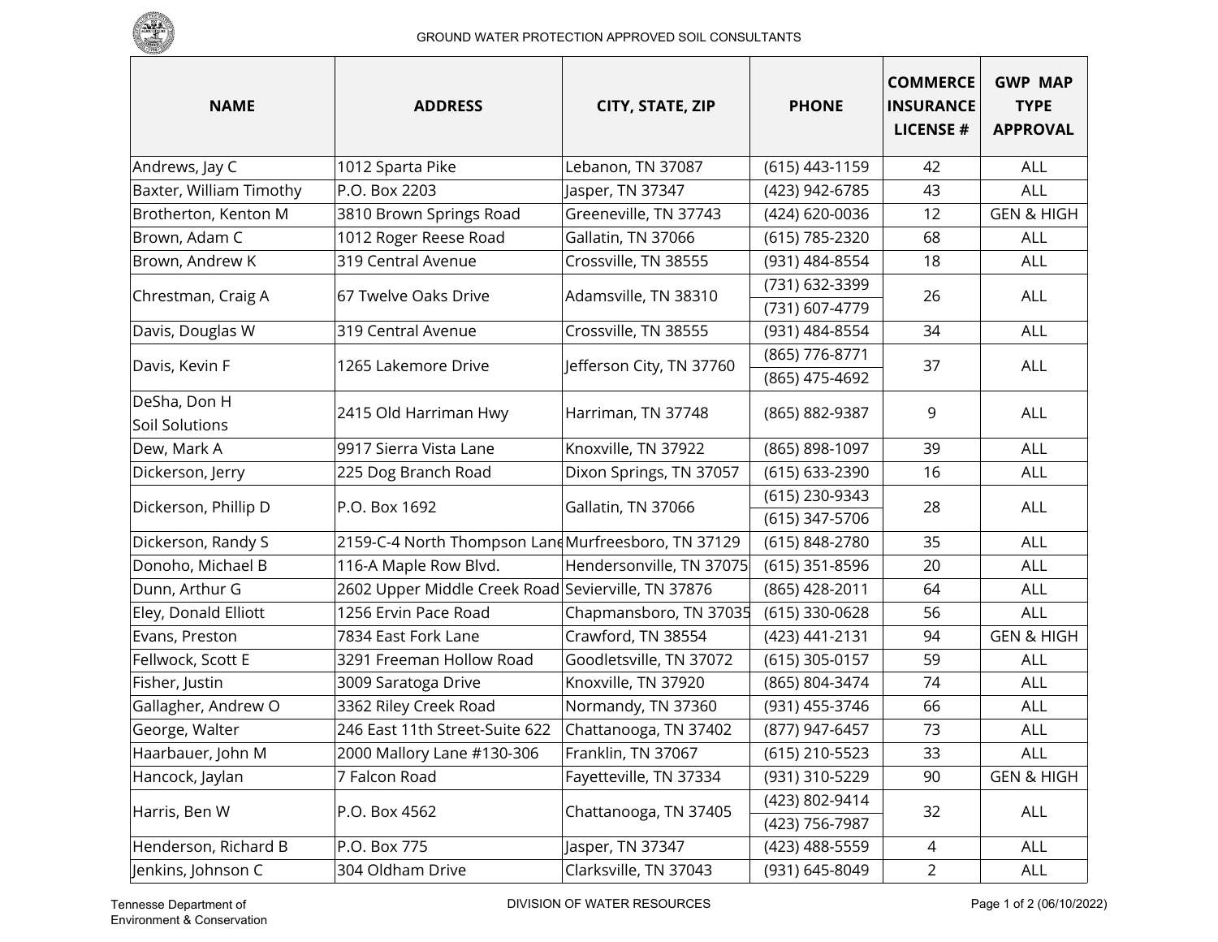# GROUND WATER PROTECTION APPROVED SOIL CONSULTANTS

| NAME | ADDRESS | CITY, STATE, ZIP | PHONE | COMMERCE INSURANCE LICENSE # | GWP MAP TYPE APPROVAL |
|---|---|---|---|---|---|
| Andrews, Jay C | 1012 Sparta Pike | Lebanon, TN 37087 | (615) 443-1159 | 42 | ALL |
| Baxter, William Timothy | P.O. Box 2203 | Jasper, TN 37347 | (423) 942-6785 | 43 | ALL |
| Brotherton, Kenton M | 3810 Brown Springs Road | Greeneville, TN 37743 | (424) 620-0036 | 12 | GEN & HIGH |
| Brown, Adam C | 1012 Roger Reese Road | Gallatin, TN 37066 | (615) 785-2320 | 68 | ALL |
| Brown, Andrew K | 319 Central Avenue | Crossville, TN 38555 | (931) 484-8554 | 18 | ALL |
| Chrestman, Craig A | 67 Twelve Oaks Drive | Adamsville, TN 38310 | (731) 632-3399<br>(731) 607-4779 | 26 | ALL |
| Davis, Douglas W | 319 Central Avenue | Crossville, TN 38555 | (931) 484-8554 | 34 | ALL |
| Davis, Kevin F | 1265 Lakemore Drive | Jefferson City, TN 37760 | (865) 776-8771<br>(865) 475-4692 | 37 | ALL |
| DeSha, Don H<br>Soil Solutions | 2415 Old Harriman Hwy | Harriman, TN 37748 | (865) 882-9387 | 9 | ALL |
| Dew, Mark A | 9917 Sierra Vista Lane | Knoxville, TN 37922 | (865) 898-1097 | 39 | ALL |
| Dickerson, Jerry | 225 Dog Branch Road | Dixon Springs, TN 37057 | (615) 633-2390 | 16 | ALL |
| Dickerson, Phillip D | P.O. Box 1692 | Gallatin, TN 37066 | (615) 230-9343<br>(615) 347-5706 | 28 | ALL |
| Dickerson, Randy S | 2159-C-4 North Thompson Lane | Murfreesboro, TN 37129 | (615) 848-2780 | 35 | ALL |
| Donoho, Michael B | 116-A Maple Row Blvd. | Hendersonville, TN 37075 | (615) 351-8596 | 20 | ALL |
| Dunn, Arthur G | 2602 Upper Middle Creek Road | Sevierville, TN 37876 | (865) 428-2011 | 64 | ALL |
| Eley, Donald Elliott | 1256 Ervin Pace Road | Chapmansboro, TN 37035 | (615) 330-0628 | 56 | ALL |
| Evans, Preston | 7834 East Fork Lane | Crawford, TN 38554 | (423) 441-2131 | 94 | GEN & HIGH |
| Fellwock, Scott E | 3291 Freeman Hollow Road | Goodletsville, TN 37072 | (615) 305-0157 | 59 | ALL |
| Fisher, Justin | 3009 Saratoga Drive | Knoxville, TN 37920 | (865) 804-3474 | 74 | ALL |
| Gallagher, Andrew O | 3362 Riley Creek Road | Normandy, TN 37360 | (931) 455-3746 | 66 | ALL |
| George, Walter | 246 East 11th Street-Suite 622 | Chattanooga, TN 37402 | (877) 947-6457 | 73 | ALL |
| Haarbauer, John M | 2000 Mallory Lane #130-306 | Franklin, TN 37067 | (615) 210-5523 | 33 | ALL |
| Hancock, Jaylan | 7 Falcon Road | Fayetteville, TN 37334 | (931) 310-5229 | 90 | GEN & HIGH |
| Harris, Ben W | P.O. Box 4562 | Chattanooga, TN 37405 | (423) 802-9414<br>(423) 756-7987 | 32 | ALL |
| Henderson, Richard B | P.O. Box 775 | Jasper, TN 37347 | (423) 488-5559 | 4 | ALL |
| Jenkins, Johnson C | 304 Oldham Drive | Clarksville, TN 37043 | (931) 645-8049 | 2 | ALL |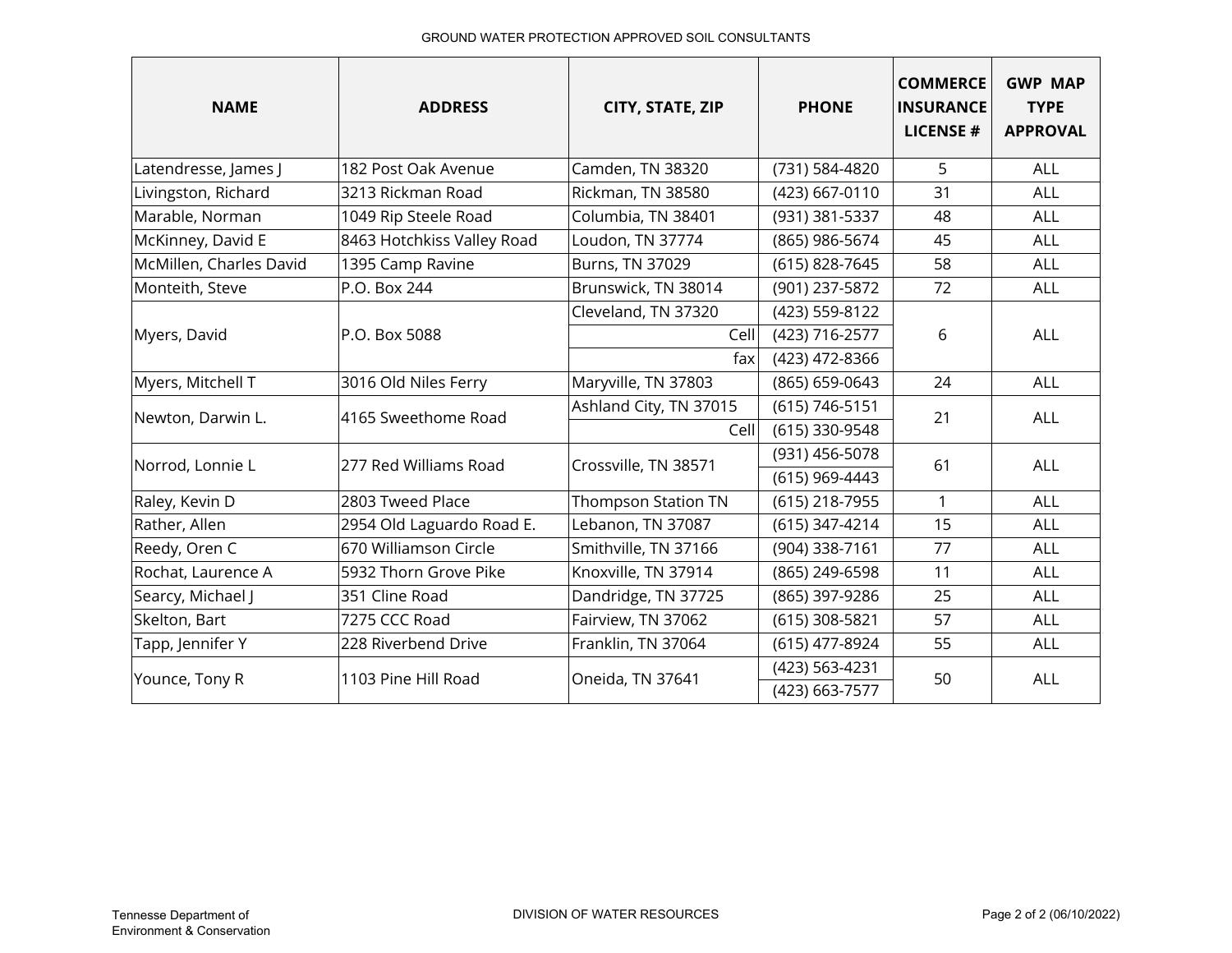GROUND WATER PROTECTION APPROVED SOIL CONSULTANTS

| NAME | ADDRESS | CITY, STATE, ZIP | PHONE | COMMERCE INSURANCE LICENSE # | GWP MAP TYPE APPROVAL |
|---|---|---|---|---|---|
| Latendresse, James J | 182 Post Oak Avenue | Camden, TN 38320 | (731) 584-4820 | 5 | ALL |
| Livingston, Richard | 3213 Rickman Road | Rickman, TN 38580 | (423) 667-0110 | 31 | ALL |
| Marable, Norman | 1049 Rip Steele Road | Columbia, TN 38401 | (931) 381-5337 | 48 | ALL |
| McKinney, David E | 8463 Hotchkiss Valley Road | Loudon, TN 37774 | (865) 986-5674 | 45 | ALL |
| McMillen, Charles David | 1395 Camp Ravine | Burns, TN 37029 | (615) 828-7645 | 58 | ALL |
| Monteith, Steve | P.O. Box 244 | Brunswick, TN 38014 | (901) 237-5872 | 72 | ALL |
| Myers, David | P.O. Box 5088 | Cleveland, TN 37320 | (423) 559-8122 | 6 | ALL |
| | | Cell | (423) 716-2577 | | |
| | | fax | (423) 472-8366 | | |
| Myers, Mitchell T | 3016 Old Niles Ferry | Maryville, TN 37803 | (865) 659-0643 | 24 | ALL |
| Newton, Darwin L. | 4165 Sweethome Road | Ashland City, TN 37015 | (615) 746-5151 | 21 | ALL |
| | | Cell | (615) 330-9548 | | |
| Norrod, Lonnie L | 277 Red Williams Road | Crossville, TN 38571 | (931) 456-5078 | 61 | ALL |
| | | | (615) 969-4443 | | |
| Raley, Kevin D | 2803 Tweed Place | Thompson Station TN | (615) 218-7955 | 1 | ALL |
| Rather, Allen | 2954 Old Laguardo Road E. | Lebanon, TN 37087 | (615) 347-4214 | 15 | ALL |
| Reedy, Oren C | 670 Williamson Circle | Smithville, TN 37166 | (904) 338-7161 | 77 | ALL |
| Rochat, Laurence A | 5932 Thorn Grove Pike | Knoxville, TN 37914 | (865) 249-6598 | 11 | ALL |
| Searcy, Michael J | 351 Cline Road | Dandridge, TN 37725 | (865) 397-9286 | 25 | ALL |
| Skelton, Bart | 7275 CCC Road | Fairview, TN 37062 | (615) 308-5821 | 57 | ALL |
| Tapp, Jennifer Y | 228 Riverbend Drive | Franklin, TN 37064 | (615) 477-8924 | 55 | ALL |
| Younce, Tony R | 1103 Pine Hill Road | Oneida, TN 37641 | (423) 563-4231 | 50 | ALL |
| | | | (423) 663-7577 | | |

Tennessee Department of Environment & Conservation

DIVISION OF WATER RESOURCES

(06/10/2022)